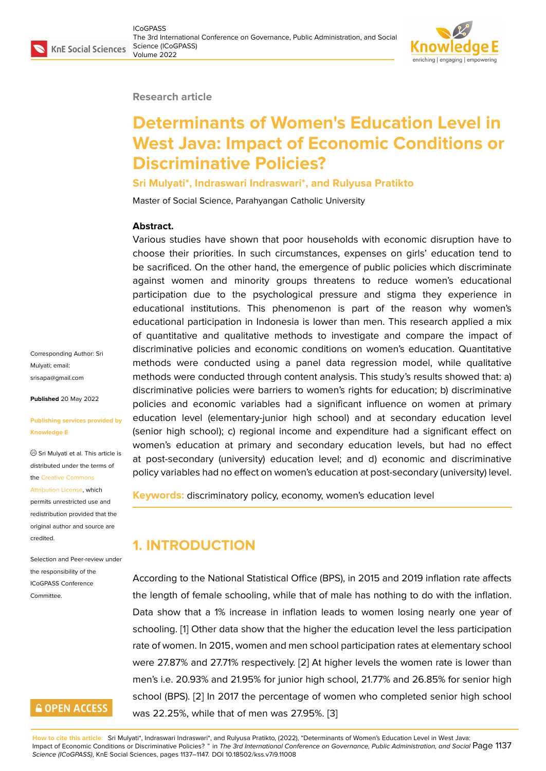Research article

# Determinants of Women's Education Level in West Java: Impact of Economic Conditions or Discriminative Policies?

**Sri Mulyati*, Indraswari Indraswari*, and Rulyusa Pratikto**

Master of Social Science, Parahyangan Catholic University

Corresponding Author: Sri Mulyati; email: srisapa@gmail.com

**Published** 20 May 2022

**Publishing services provided by Knowledge E**

© Sri Mulyati et al. This article is distributed under the terms of the Creative Commons Attribution License, which permits unrestricted use and redistribution provided that the original author and source are credited.

Selection and Peer-review under the responsibility of the ICoGPASS Conference Committee.

**Abstract.**

Various studies have shown that poor households with economic disruption have to choose their priorities. In such circumstances, expenses on girls' education tend to be sacrificed. On the other hand, the emergence of public policies which discriminate against women and minority groups threatens to reduce women's educational participation due to the psychological pressure and stigma they experience in educational institutions. This phenomenon is part of the reason why women's educational participation in Indonesia is lower than men. This research applied a mix of quantitative and qualitative methods to investigate and compare the impact of discriminative policies and economic conditions on women's education. Quantitative methods were conducted using a panel data regression model, while qualitative methods were conducted through content analysis. This study's results showed that: a) discriminative policies were barriers to women's rights for education; b) discriminative policies and economic variables had a significant influence on women at primary education level (elementary-junior high school) and at secondary education level (senior high school); c) regional income and expenditure had a significant effect on women's education at primary and secondary education levels, but had no effect at post-secondary (university) education level; and d) economic and discriminative policy variables had no effect on women's education at post-secondary (university) level.

**Keywords:** discriminatory policy, economy, women's education level

## 1. INTRODUCTION

According to the National Statistical Office (BPS), in 2015 and 2019 inflation rate affects the length of female schooling, while that of male has nothing to do with the inflation. Data show that a 1% increase in inflation leads to women losing nearly one year of schooling. [1] Other data show that the higher the education level the less participation rate of women. In 2015, women and men school participation rates at elementary school were 27.87% and 27.71% respectively. [2] At higher levels the women rate is lower than men's i.e. 20.93% and 21.95% for junior high school, 21.77% and 26.85% for senior high school (BPS). [2] In 2017 the percentage of women who completed senior high school was 22.25%, while that of men was 27.95%. [3]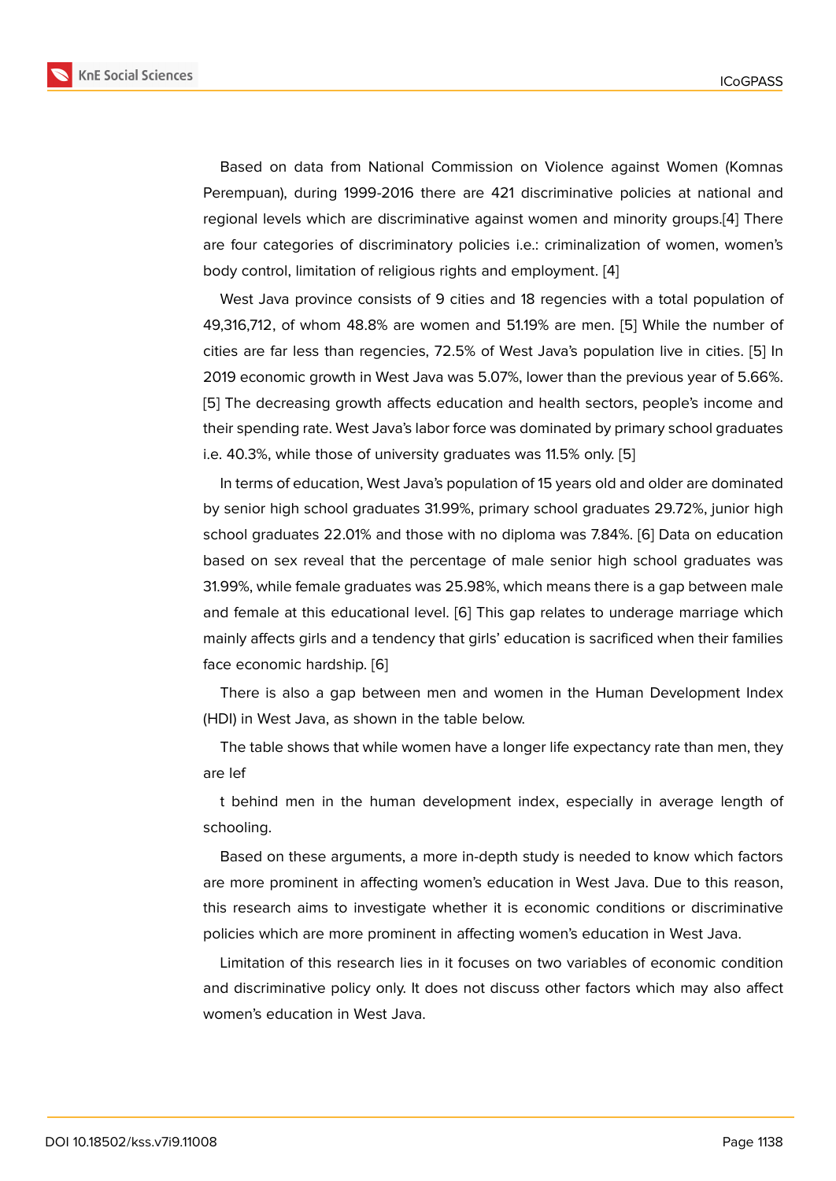Based on data from National Commission on Violence against Women (Komnas Perempuan), during 1999-2016 there are 421 discriminative policies at national and regional levels which are discriminative against women and minority groups.[4] There are four categories of discriminatory policies i.e.: criminalization of women, women's body control, limitation of religious rights and employment. [4]

West Java province consists of 9 cities and 18 regencies with a total population of 49,316,712, of whom 48.8% are women and 51.19% are men. [5] While the number of cities are far less than regencies, 72.5% of West Java's population live in cities. [5] In 2019 economic growth in West Java was 5.07%, lower than the previous year of 5.66%. [5] The decreasing growth affects education and health sectors, people's income and their spending rate. West Java's labor force was dominated by primary school graduates i.e. 40.3%, while those of university graduates was 11.5% only. [5]

In terms of education, West Java's population of 15 years old and older are dominated by senior high school graduates 31.99%, primary school graduates 29.72%, junior high school graduates 22.01% and those with no diploma was 7.84%. [6] Data on education based on sex reveal that the percentage of male senior high school graduates was 31.99%, while female graduates was 25.98%, which means there is a gap between male and female at this educational level. [6] This gap relates to underage marriage which mainly affects girls and a tendency that girls' education is sacrificed when their families face economic hardship. [6]

There is also a gap between men and women in the Human Development Index (HDI) in West Java, as shown in the table below.

The table shows that while women have a longer life expectancy rate than men, they are lef

t behind men in the human development index, especially in average length of schooling.

Based on these arguments, a more in-depth study is needed to know which factors are more prominent in affecting women's education in West Java. Due to this reason, this research aims to investigate whether it is economic conditions or discriminative policies which are more prominent in affecting women's education in West Java.

Limitation of this research lies in it focuses on two variables of economic condition and discriminative policy only. It does not discuss other factors which may also affect women's education in West Java.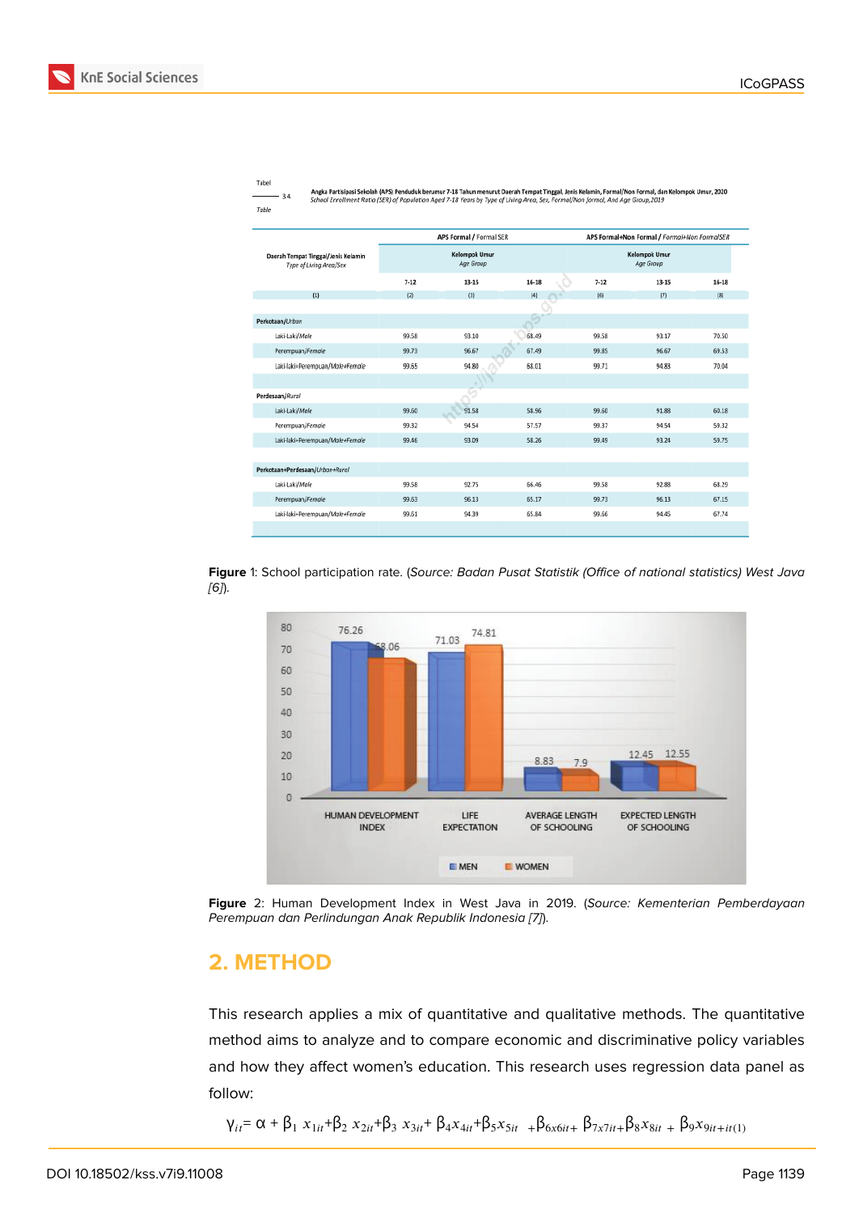Tabel 3.4 Table

**Angka Partisipasi Sekolah (APS) Penduduk berumur 7-18 Tahun menurut Daerah Tempat Tinggal, Jenis Kelamin, Formal/Non Formal, dan Kelompok Umur, 2020**
*School Enrollment Ratio (SER) of Population Aged 7-18 Years by Type of Living Area, Sex, Formal/Non formal, And Age Group,2019*

| Daerah Tempat Tinggal/Jenis Kelamin *Type of Living Area/Sex* | APS Formal / *Formal SER* | | | APS Formal+Non Formal / *Formal+Non FormalSER* | | |
|---|---|---|---|---|---|---|
| | Kelompok Umur *Age Group* | | | Kelompok Umur *Age Group* | | |
| | 7-12 | 13-15 | 16-18 | 7-12 | 13-15 | 16-18 |
| (1) | (2) | (3) | (4) | (6) | (7) | (8) |
| **Perkotaan/*Urban*** | | | | | | |
| Laki-Laki/*Male* | 99.58 | 93.10 | 68.49 | 99.58 | 93.17 | 70.50 |
| Perempuan/*Female* | 99.73 | 96.67 | 67.49 | 99.85 | 96.67 | 69.53 |
| Laki-laki+Perempuan/*Male+Female* | 99.65 | 94.80 | 68.01 | 99.71 | 94.83 | 70.04 |
| **Perdesaan/*Rural*** | | | | | | |
| Laki-Laki/*Male* | 99.60 | 91.58 | 58.96 | 99.60 | 91.88 | 60.18 |
| Perempuan/*Female* | 99.32 | 94.54 | 57.57 | 99.37 | 94.54 | 59.32 |
| Laki-laki+Perempuan/*Male+Female* | 99.46 | 93.09 | 58.26 | 99.49 | 93.24 | 59.75 |
| **Perkotaan+Perdesaan/*Urban+Rural*** | | | | | | |
| Laki-Laki/*Male* | 99.58 | 92.75 | 66.46 | 99.58 | 92.88 | 68.29 |
| Perempuan/*Female* | 99.63 | 96.13 | 65.17 | 99.73 | 96.13 | 67.15 |
| Laki-laki+Perempuan/*Male+Female* | 99.61 | 94.39 | 65.84 | 99.66 | 94.45 | 67.74 |

**Figure** 1: School participation rate. (*Source: Badan Pusat Statistik (Office of national statistics) West Java [6]*).

**Figure** 2: Human Development Index in West Java in 2019. (*Source: Kementerian Pemberdayaan Perempuan dan Perlindungan Anak Republik Indonesia [7]*).

## 2. METHOD

This research applies a mix of quantitative and qualitative methods. The quantitative method aims to analyze and to compare economic and discriminative policy variables and how they affect women's education. This research uses regression data panel as follow:

$$Y_{it} = \alpha + \beta_1 x_{1it} + \beta_2 x_{2it} + \beta_3 x_{3it} + \beta_4 x_{4it} + \beta_5 x_{5it} + \beta_{6x6it} + \beta_{7x7it} + \beta_8 x_{8it} + \beta_9 x_{9it+it(1)}$$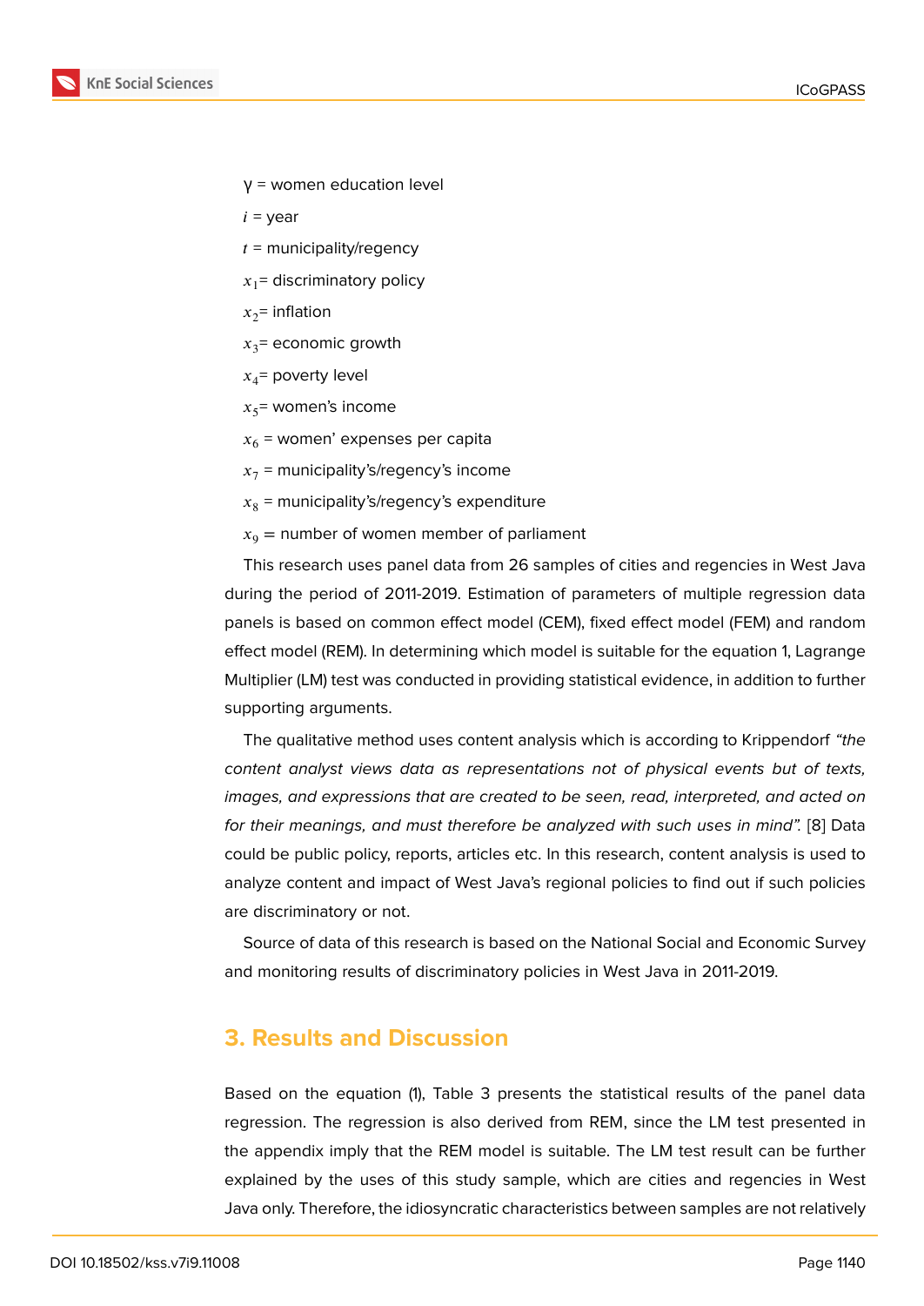γ = women education level

$i$ = year

$t$ = municipality/regency

$x_1$= discriminatory policy

$x_2$= inflation

$x_3$= economic growth

$x_4$= poverty level

$x_5$= women's income

$x_6$ = women' expenses per capita

$x_7$ = municipality's/regency's income

$x_8$ = municipality's/regency's expenditure

$x_9$ = number of women member of parliament

This research uses panel data from 26 samples of cities and regencies in West Java during the period of 2011-2019. Estimation of parameters of multiple regression data panels is based on common effect model (CEM), fixed effect model (FEM) and random effect model (REM). In determining which model is suitable for the equation 1, Lagrange Multiplier (LM) test was conducted in providing statistical evidence, in addition to further supporting arguments.

The qualitative method uses content analysis which is according to Krippendorf *"the content analyst views data as representations not of physical events but of texts, images, and expressions that are created to be seen, read, interpreted, and acted on for their meanings, and must therefore be analyzed with such uses in mind".* [8] Data could be public policy, reports, articles etc. In this research, content analysis is used to analyze content and impact of West Java's regional policies to find out if such policies are discriminatory or not.

Source of data of this research is based on the National Social and Economic Survey and monitoring results of discriminatory policies in West Java in 2011-2019.

## 3. Results and Discussion

Based on the equation (1), Table 3 presents the statistical results of the panel data regression. The regression is also derived from REM, since the LM test presented in the appendix imply that the REM model is suitable. The LM test result can be further explained by the uses of this study sample, which are cities and regencies in West Java only. Therefore, the idiosyncratic characteristics between samples are not relatively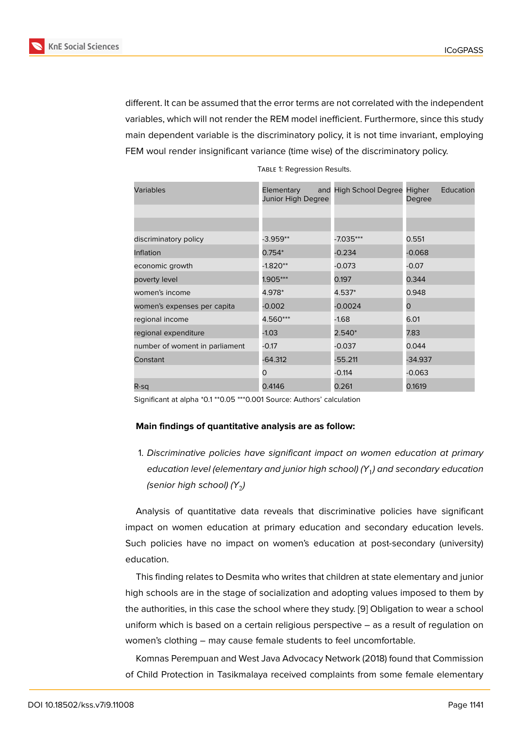different. It can be assumed that the error terms are not correlated with the independent variables, which will not render the REM model inefficient. Furthermore, since this study main dependent variable is the discriminatory policy, it is not time invariant, employing FEM woul render insignificant variance (time wise) of the discriminatory policy.

Table 1: Regression Results.

| Variables | Elementary and Junior High Degree | High School Degree | Higher Education Degree |
|---|---|---|---|
| | | | |
| | | | |
| discriminatory policy | -3.959** | -7.035*** | 0.551 |
| Inflation | 0.754* | -0.234 | -0.068 |
| economic growth | -1.820** | -0.073 | -0.07 |
| poverty level | 1.905*** | 0.197 | 0.344 |
| women's income | 4.978* | 4.537* | 0.948 |
| women's expenses per capita | -0.002 | -0.0024 | 0 |
| regional income | 4.560*** | -1.68 | 6.01 |
| regional expenditure | -1.03 | 2.540* | 7.83 |
| number of woment in parliament | -0.17 | -0.037 | 0.044 |
| Constant | -64.312 | -55.211 | -34.937 |
| | 0 | -0.114 | -0.063 |
| R-sq | 0.4146 | 0.261 | 0.1619 |

Significant at alpha *0.1 **0.05 ***0.001 Source: Authors' calculation

**Main findings of quantitative analysis are as follow:**

1. *Discriminative policies have significant impact on women education at primary education level (elementary and junior high school) ($Y_1$) and secondary education (senior high school) ($Y_2$)*

Analysis of quantitative data reveals that discriminative policies have significant impact on women education at primary education and secondary education levels. Such policies have no impact on women's education at post-secondary (university) education.

This finding relates to Desmita who writes that children at state elementary and junior high schools are in the stage of socialization and adopting values imposed to them by the authorities, in this case the school where they study. [9] Obligation to wear a school uniform which is based on a certain religious perspective – as a result of regulation on women's clothing – may cause female students to feel uncomfortable.

Komnas Perempuan and West Java Advocacy Network (2018) found that Commission of Child Protection in Tasikmalaya received complaints from some female elementary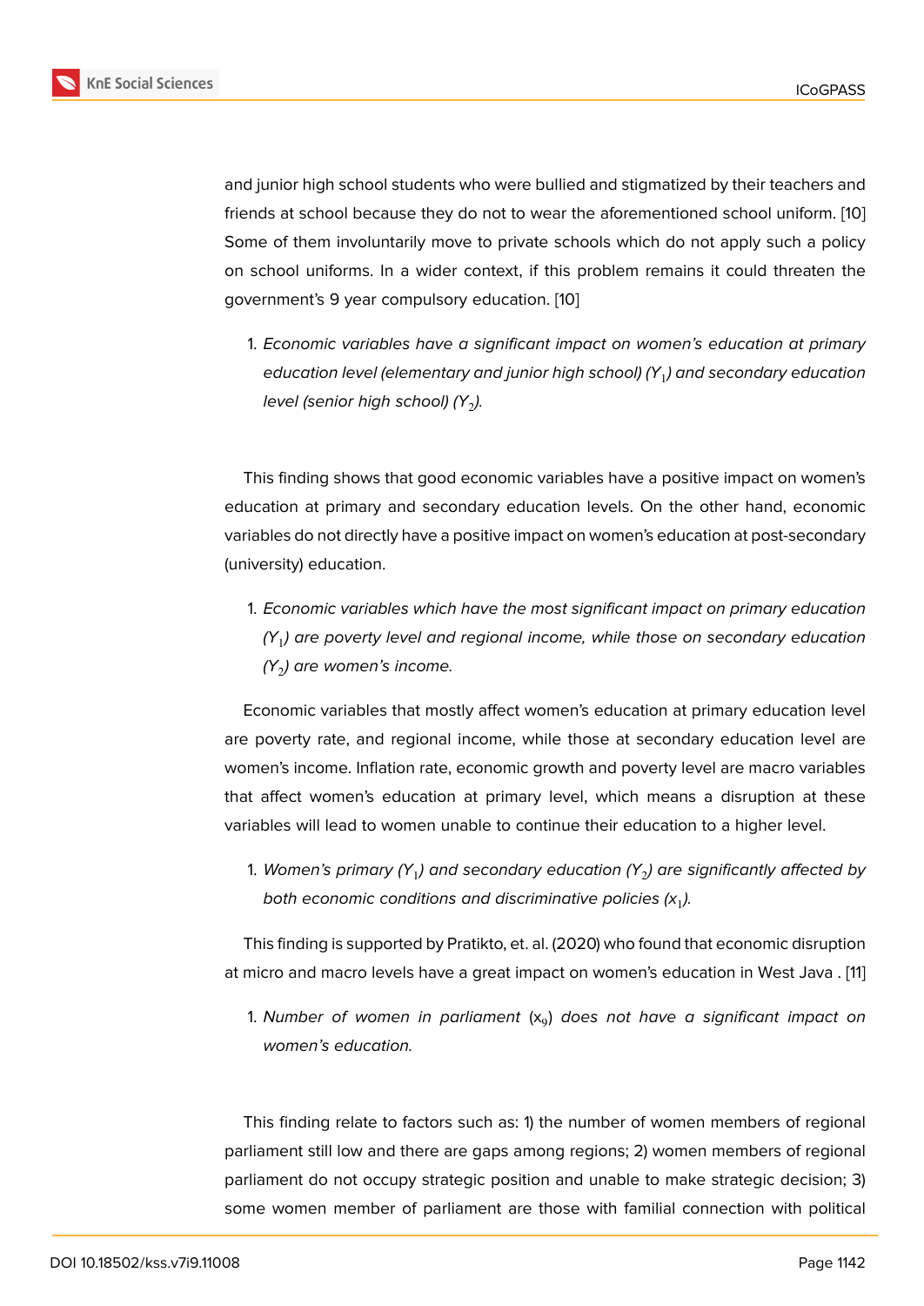and junior high school students who were bullied and stigmatized by their teachers and friends at school because they do not to wear the aforementioned school uniform. [10] Some of them involuntarily move to private schools which do not apply such a policy on school uniforms. In a wider context, if this problem remains it could threaten the government's 9 year compulsory education. [10]

1. *Economic variables have a significant impact on women's education at primary education level (elementary and junior high school) ($Y_1$) and secondary education level (senior high school) ($Y_2$).*

This finding shows that good economic variables have a positive impact on women's education at primary and secondary education levels. On the other hand, economic variables do not directly have a positive impact on women's education at post-secondary (university) education.

1. *Economic variables which have the most significant impact on primary education ($Y_1$) are poverty level and regional income, while those on secondary education ($Y_2$) are women's income.*

Economic variables that mostly affect women's education at primary education level are poverty rate, and regional income, while those at secondary education level are women's income. Inflation rate, economic growth and poverty level are macro variables that affect women's education at primary level, which means a disruption at these variables will lead to women unable to continue their education to a higher level.

1. *Women's primary ($Y_1$) and secondary education ($Y_2$) are significantly affected by both economic conditions and discriminative policies ($x_1$).*

This finding is supported by Pratikto, et. al. (2020) who found that economic disruption at micro and macro levels have a great impact on women's education in West Java . [11]

1. *Number of women in parliament* ($x_9$) *does not have a significant impact on women's education.*

This finding relate to factors such as: 1) the number of women members of regional parliament still low and there are gaps among regions; 2) women members of regional parliament do not occupy strategic position and unable to make strategic decision; 3) some women member of parliament are those with familial connection with political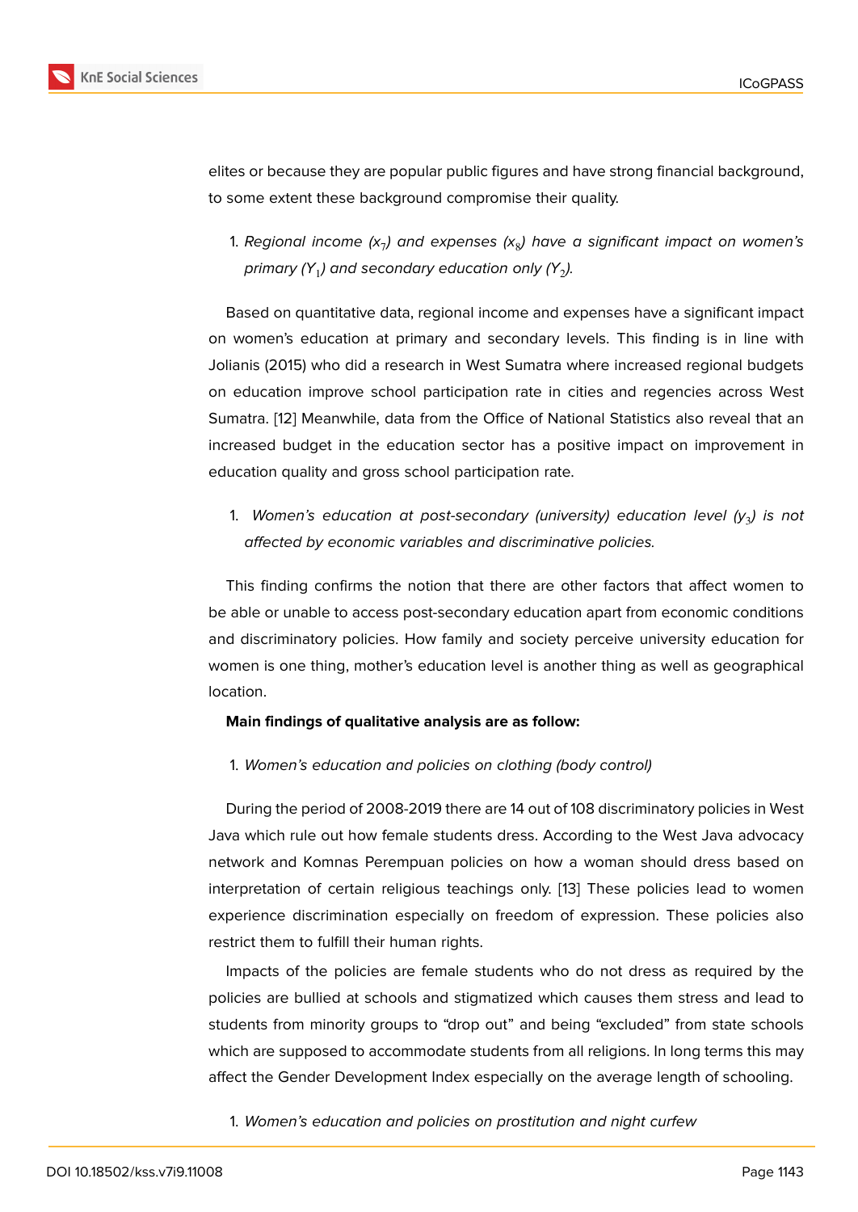elites or because they are popular public figures and have strong financial background, to some extent these background compromise their quality.

1. *Regional income ($x_7$) and expenses ($x_8$) have a significant impact on women's primary ($Y_1$) and secondary education only ($Y_2$).*

Based on quantitative data, regional income and expenses have a significant impact on women's education at primary and secondary levels. This finding is in line with Jolianis (2015) who did a research in West Sumatra where increased regional budgets on education improve school participation rate in cities and regencies across West Sumatra. [12] Meanwhile, data from the Office of National Statistics also reveal that an increased budget in the education sector has a positive impact on improvement in education quality and gross school participation rate.

1. *Women's education at post-secondary (university) education level ($y_3$) is not affected by economic variables and discriminative policies.*

This finding confirms the notion that there are other factors that affect women to be able or unable to access post-secondary education apart from economic conditions and discriminatory policies. How family and society perceive university education for women is one thing, mother's education level is another thing as well as geographical location.

**Main findings of qualitative analysis are as follow:**

1. *Women's education and policies on clothing (body control)*

During the period of 2008-2019 there are 14 out of 108 discriminatory policies in West Java which rule out how female students dress. According to the West Java advocacy network and Komnas Perempuan policies on how a woman should dress based on interpretation of certain religious teachings only. [13] These policies lead to women experience discrimination especially on freedom of expression. These policies also restrict them to fulfill their human rights.

Impacts of the policies are female students who do not dress as required by the policies are bullied at schools and stigmatized which causes them stress and lead to students from minority groups to "drop out" and being "excluded" from state schools which are supposed to accommodate students from all religions. In long terms this may affect the Gender Development Index especially on the average length of schooling.

1. *Women's education and policies on prostitution and night curfew*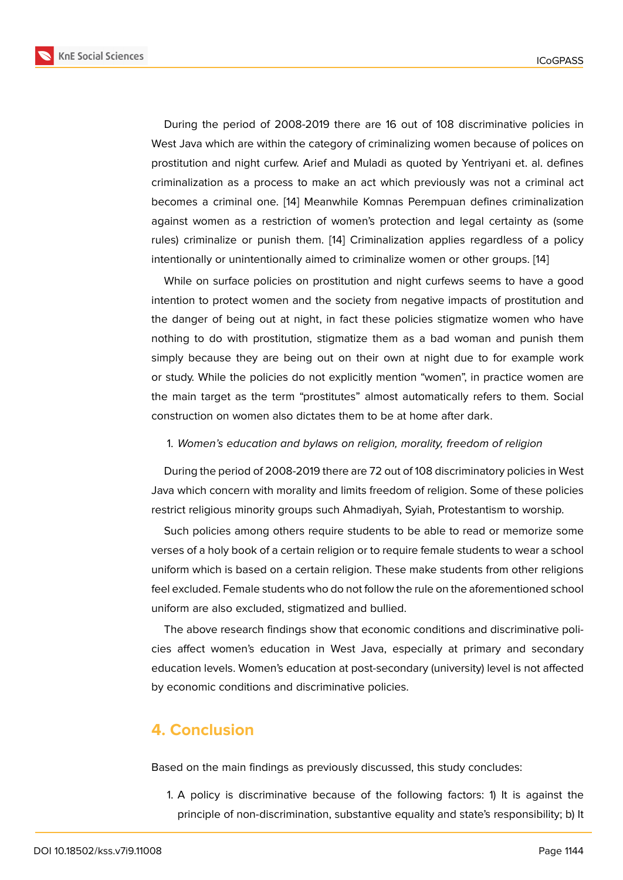During the period of 2008-2019 there are 16 out of 108 discriminative policies in West Java which are within the category of criminalizing women because of polices on prostitution and night curfew. Arief and Muladi as quoted by Yentriyani et. al. defines criminalization as a process to make an act which previously was not a criminal act becomes a criminal one. [14] Meanwhile Komnas Perempuan defines criminalization against women as a restriction of women's protection and legal certainty as (some rules) criminalize or punish them. [14] Criminalization applies regardless of a policy intentionally or unintentionally aimed to criminalize women or other groups. [14]

While on surface policies on prostitution and night curfews seems to have a good intention to protect women and the society from negative impacts of prostitution and the danger of being out at night, in fact these policies stigmatize women who have nothing to do with prostitution, stigmatize them as a bad woman and punish them simply because they are being out on their own at night due to for example work or study. While the policies do not explicitly mention "women", in practice women are the main target as the term "prostitutes" almost automatically refers to them. Social construction on women also dictates them to be at home after dark.

1. *Women's education and bylaws on religion, morality, freedom of religion*

During the period of 2008-2019 there are 72 out of 108 discriminatory policies in West Java which concern with morality and limits freedom of religion. Some of these policies restrict religious minority groups such Ahmadiyah, Syiah, Protestantism to worship.

Such policies among others require students to be able to read or memorize some verses of a holy book of a certain religion or to require female students to wear a school uniform which is based on a certain religion. These make students from other religions feel excluded. Female students who do not follow the rule on the aforementioned school uniform are also excluded, stigmatized and bullied.

The above research findings show that economic conditions and discriminative policies affect women's education in West Java, especially at primary and secondary education levels. Women's education at post-secondary (university) level is not affected by economic conditions and discriminative policies.

## 4. Conclusion

Based on the main findings as previously discussed, this study concludes:

1. A policy is discriminative because of the following factors: 1) It is against the principle of non-discrimination, substantive equality and state's responsibility; b) It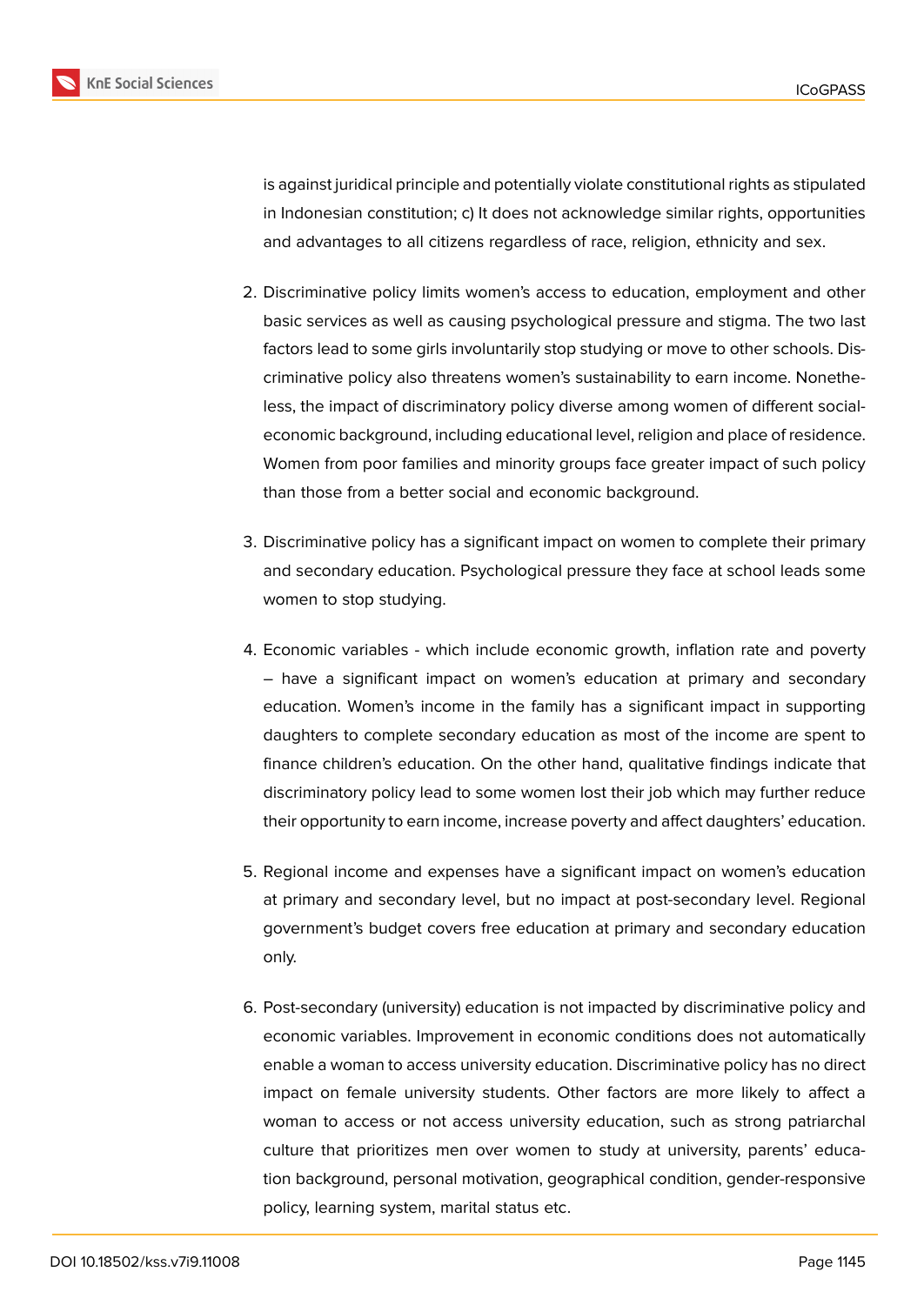is against juridical principle and potentially violate constitutional rights as stipulated in Indonesian constitution; c) It does not acknowledge similar rights, opportunities and advantages to all citizens regardless of race, religion, ethnicity and sex.

2. Discriminative policy limits women's access to education, employment and other basic services as well as causing psychological pressure and stigma. The two last factors lead to some girls involuntarily stop studying or move to other schools. Discriminative policy also threatens women's sustainability to earn income. Nonetheless, the impact of discriminatory policy diverse among women of different social-economic background, including educational level, religion and place of residence. Women from poor families and minority groups face greater impact of such policy than those from a better social and economic background.

3. Discriminative policy has a significant impact on women to complete their primary and secondary education. Psychological pressure they face at school leads some women to stop studying.

4. Economic variables - which include economic growth, inflation rate and poverty – have a significant impact on women's education at primary and secondary education. Women's income in the family has a significant impact in supporting daughters to complete secondary education as most of the income are spent to finance children's education. On the other hand, qualitative findings indicate that discriminatory policy lead to some women lost their job which may further reduce their opportunity to earn income, increase poverty and affect daughters' education.

5. Regional income and expenses have a significant impact on women's education at primary and secondary level, but no impact at post-secondary level. Regional government's budget covers free education at primary and secondary education only.

6. Post-secondary (university) education is not impacted by discriminative policy and economic variables. Improvement in economic conditions does not automatically enable a woman to access university education. Discriminative policy has no direct impact on female university students. Other factors are more likely to affect a woman to access or not access university education, such as strong patriarchal culture that prioritizes men over women to study at university, parents' education background, personal motivation, geographical condition, gender-responsive policy, learning system, marital status etc.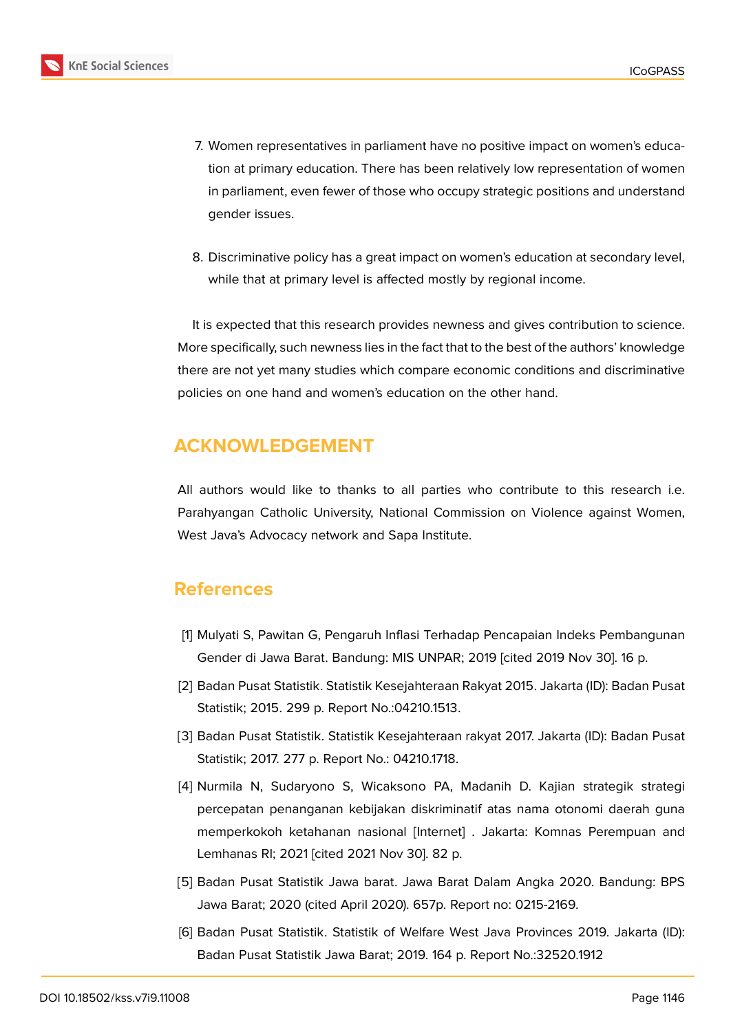7. Women representatives in parliament have no positive impact on women's education at primary education. There has been relatively low representation of women in parliament, even fewer of those who occupy strategic positions and understand gender issues.

8. Discriminative policy has a great impact on women's education at secondary level, while that at primary level is affected mostly by regional income.

It is expected that this research provides newness and gives contribution to science. More specifically, such newness lies in the fact that to the best of the authors' knowledge there are not yet many studies which compare economic conditions and discriminative policies on one hand and women's education on the other hand.

## ACKNOWLEDGEMENT

All authors would like to thanks to all parties who contribute to this research i.e. Parahyangan Catholic University, National Commission on Violence against Women, West Java's Advocacy network and Sapa Institute.

## References

[1] Mulyati S, Pawitan G, Pengaruh Inflasi Terhadap Pencapaian Indeks Pembangunan Gender di Jawa Barat. Bandung: MIS UNPAR; 2019 [cited 2019 Nov 30]. 16 p.

[2] Badan Pusat Statistik. Statistik Kesejahteraan Rakyat 2015. Jakarta (ID): Badan Pusat Statistik; 2015. 299 p. Report No.:04210.1513.

[3] Badan Pusat Statistik. Statistik Kesejahteraan rakyat 2017. Jakarta (ID): Badan Pusat Statistik; 2017. 277 p. Report No.: 04210.1718.

[4] Nurmila N, Sudaryono S, Wicaksono PA, Madanih D. Kajian strategik strategi percepatan penanganan kebijakan diskriminatif atas nama otonomi daerah guna memperkokoh ketahanan nasional [Internet] . Jakarta: Komnas Perempuan and Lemhanas RI; 2021 [cited 2021 Nov 30]. 82 p.

[5] Badan Pusat Statistik Jawa barat. Jawa Barat Dalam Angka 2020. Bandung: BPS Jawa Barat; 2020 (cited April 2020). 657p. Report no: 0215-2169.

[6] Badan Pusat Statistik. Statistik of Welfare West Java Provinces 2019. Jakarta (ID): Badan Pusat Statistik Jawa Barat; 2019. 164 p. Report No.:32520.1912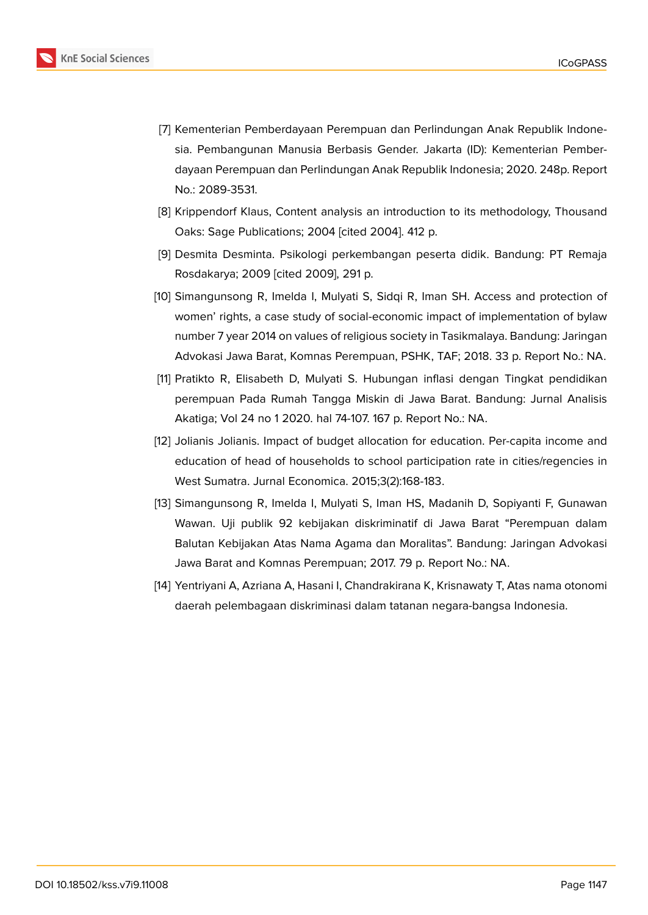[7] Kementerian Pemberdayaan Perempuan dan Perlindungan Anak Republik Indonesia. Pembangunan Manusia Berbasis Gender. Jakarta (ID): Kementerian Pemberdayaan Perempuan dan Perlindungan Anak Republik Indonesia; 2020. 248p. Report No.: 2089-3531.

[8] Krippendorf Klaus, Content analysis an introduction to its methodology, Thousand Oaks: Sage Publications; 2004 [cited 2004]. 412 p.

[9] Desmita Desminta. Psikologi perkembangan peserta didik. Bandung: PT Remaja Rosdakarya; 2009 [cited 2009], 291 p.

[10] Simangunsong R, Imelda I, Mulyati S, Sidqi R, Iman SH. Access and protection of women' rights, a case study of social-economic impact of implementation of bylaw number 7 year 2014 on values of religious society in Tasikmalaya. Bandung: Jaringan Advokasi Jawa Barat, Komnas Perempuan, PSHK, TAF; 2018. 33 p. Report No.: NA.

[11] Pratikto R, Elisabeth D, Mulyati S. Hubungan inflasi dengan Tingkat pendidikan perempuan Pada Rumah Tangga Miskin di Jawa Barat. Bandung: Jurnal Analisis Akatiga; Vol 24 no 1 2020. hal 74-107. 167 p. Report No.: NA.

[12] Jolianis Jolianis. Impact of budget allocation for education. Per-capita income and education of head of households to school participation rate in cities/regencies in West Sumatra. Jurnal Economica. 2015;3(2):168-183.

[13] Simangunsong R, Imelda I, Mulyati S, Iman HS, Madanih D, Sopiyanti F, Gunawan Wawan. Uji publik 92 kebijakan diskriminatif di Jawa Barat "Perempuan dalam Balutan Kebijakan Atas Nama Agama dan Moralitas". Bandung: Jaringan Advokasi Jawa Barat and Komnas Perempuan; 2017. 79 p. Report No.: NA.

[14] Yentriyani A, Azriana A, Hasani I, Chandrakirana K, Krisnawaty T, Atas nama otonomi daerah pelembagaan diskriminasi dalam tatanan negara-bangsa Indonesia.